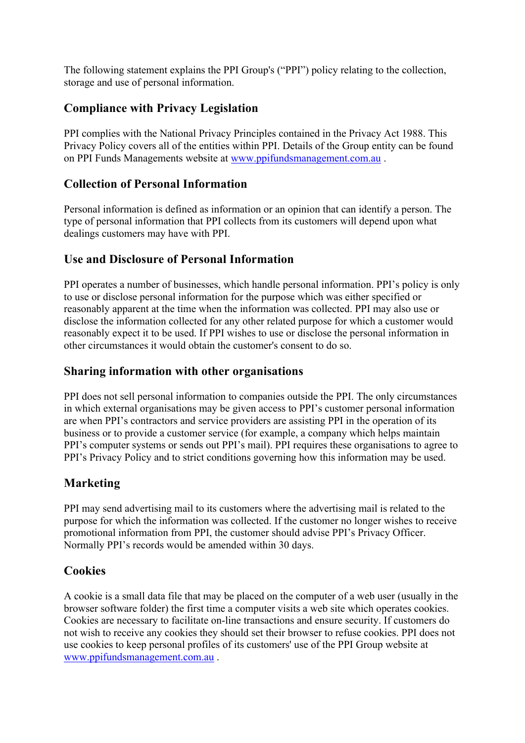The following statement explains the PPI Group's ("PPI") policy relating to the collection, storage and use of personal information.

## Compliance with Privacy Legislation

PPI complies with the National Privacy Principles contained in the Privacy Act 1988. This Privacy Policy covers all of the entities within PPI. Details of the Group entity can be found on PPI Funds Managements website at www.ppifundsmanagement.com.au .

## Collection of Personal Information

Personal information is defined as information or an opinion that can identify a person. The type of personal information that PPI collects from its customers will depend upon what dealings customers may have with PPI.

## Use and Disclosure of Personal Information

PPI operates a number of businesses, which handle personal information. PPI's policy is only to use or disclose personal information for the purpose which was either specified or reasonably apparent at the time when the information was collected. PPI may also use or disclose the information collected for any other related purpose for which a customer would reasonably expect it to be used. If PPI wishes to use or disclose the personal information in other circumstances it would obtain the customer's consent to do so.

## Sharing information with other organisations

PPI does not sell personal information to companies outside the PPI. The only circumstances in which external organisations may be given access to PPI's customer personal information are when PPI's contractors and service providers are assisting PPI in the operation of its business or to provide a customer service (for example, a company which helps maintain PPI's computer systems or sends out PPI's mail). PPI requires these organisations to agree to PPI's Privacy Policy and to strict conditions governing how this information may be used.

## Marketing

PPI may send advertising mail to its customers where the advertising mail is related to the purpose for which the information was collected. If the customer no longer wishes to receive promotional information from PPI, the customer should advise PPI's Privacy Officer. Normally PPI's records would be amended within 30 days.

## Cookies

A cookie is a small data file that may be placed on the computer of a web user (usually in the browser software folder) the first time a computer visits a web site which operates cookies. Cookies are necessary to facilitate on-line transactions and ensure security. If customers do not wish to receive any cookies they should set their browser to refuse cookies. PPI does not use cookies to keep personal profiles of its customers' use of the PPI Group website at www.ppifundsmanagement.com.au .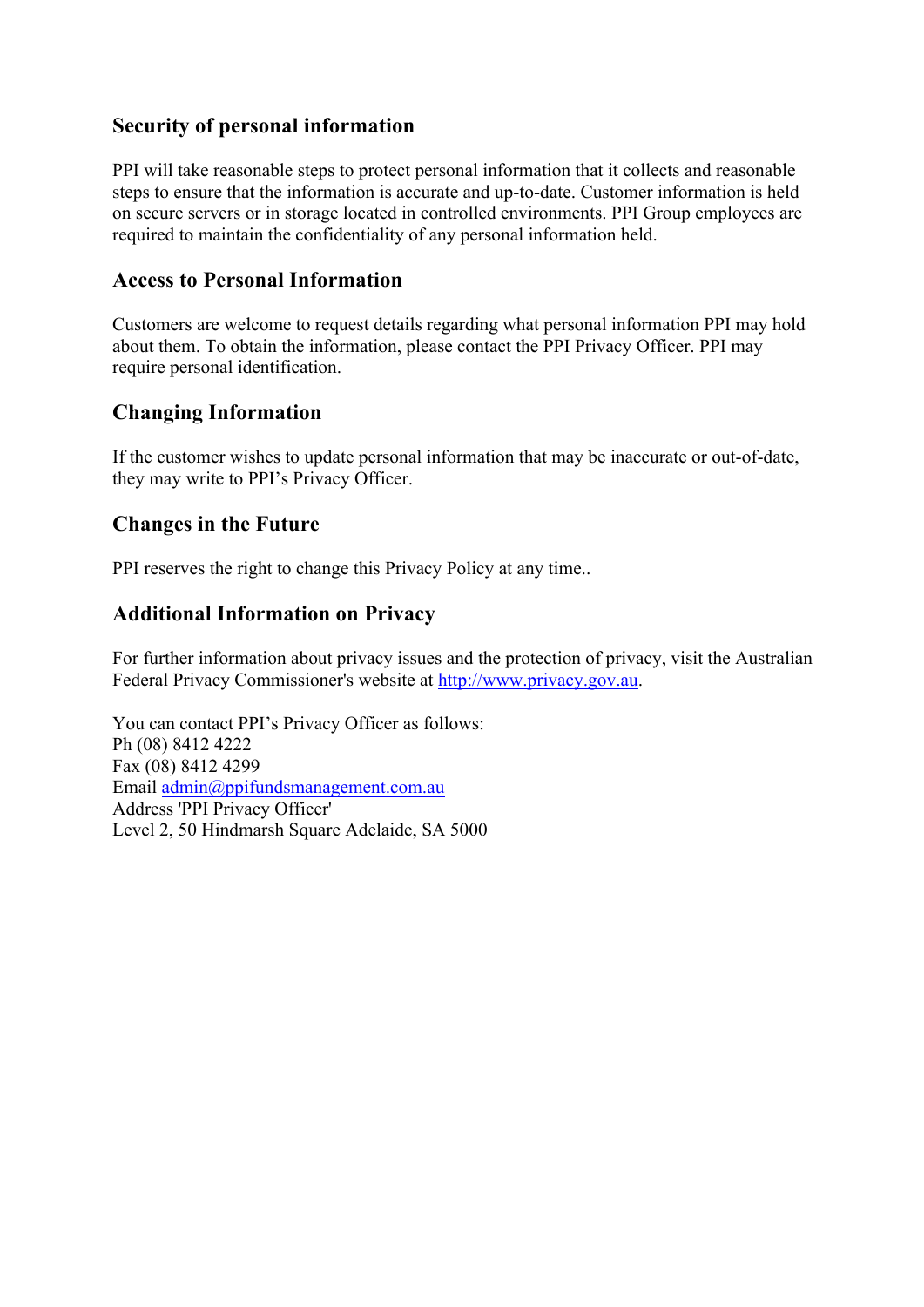## Security of personal information

PPI will take reasonable steps to protect personal information that it collects and reasonable steps to ensure that the information is accurate and up-to-date. Customer information is held on secure servers or in storage located in controlled environments. PPI Group employees are required to maintain the confidentiality of any personal information held.

## Access to Personal Information

Customers are welcome to request details regarding what personal information PPI may hold about them. To obtain the information, please contact the PPI Privacy Officer. PPI may require personal identification.

## Changing Information

If the customer wishes to update personal information that may be inaccurate or out-of-date, they may write to PPI's Privacy Officer.

## Changes in the Future

PPI reserves the right to change this Privacy Policy at any time..

## Additional Information on Privacy

For further information about privacy issues and the protection of privacy, visit the Australian Federal Privacy Commissioner's website at http://www.privacy.gov.au.

You can contact PPI's Privacy Officer as follows:
Ph (08) 8412 4222
Fax (08) 8412 4299
Email admin@ppifundsmanagement.com.au
Address 'PPI Privacy Officer'
Level 2, 50 Hindmarsh Square Adelaide, SA 5000